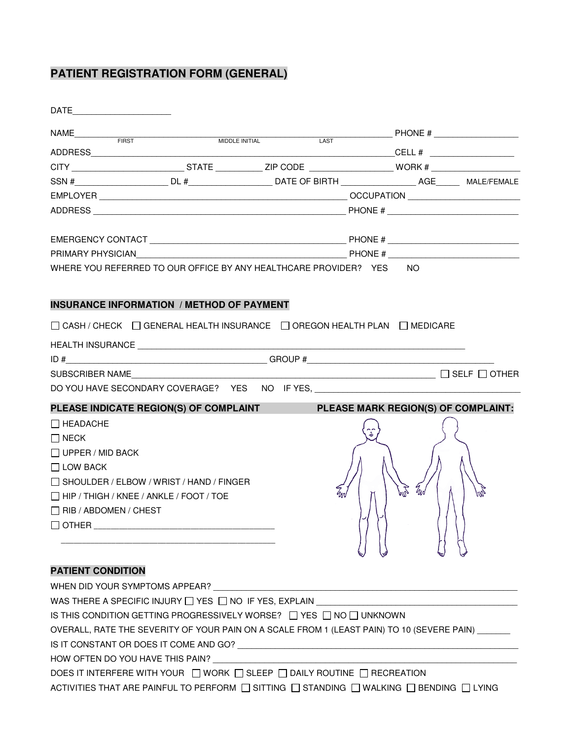## PATIENT REGISTRATION FORM (GENERAL)

DATE____________________

NAME________________________________________________ PHONE # __________________
FIRST MIDDLE INITIAL LAST

ADDRESS_____________________________________________________________CELL # __________________

CITY ______________________ STATE __________ ZIP CODE _________________ WORK # ___________________

SSN #___________________ DL #_________________ DATE OF BIRTH ________________ AGE_____ MALE/FEMALE

EMPLOYER ___________________________________________________ OCCUPATION _______________________

ADDRESS ___________________________________________________ PHONE # ___________________________

EMERGENCY CONTACT ________________________________________ PHONE # ___________________________

PRIMARY PHYSICIAN__________________________________________ PHONE # ___________________________

WHERE YOU REFERRED TO OUR OFFICE BY ANY HEALTHCARE PROVIDER? YES NO

### INSURANCE INFORMATION / METHOD OF PAYMENT

☐ CASH / CHECK ☐ GENERAL HEALTH INSURANCE ☐ OREGON HEALTH PLAN ☐ MEDICARE

HEALTH INSURANCE ________________________________________________________________________

ID #_________________________________________ GROUP #_________________________________________

SUBSCRIBER NAME_____________________________________________________________________ ☐ SELF ☐ OTHER

DO YOU HAVE SECONDARY COVERAGE? YES NO IF YES, ____________________________________________

### PLEASE INDICATE REGION(S) OF COMPLAINT

☐ HEADACHE

☐ NECK

☐ UPPER / MID BACK

☐ LOW BACK

☐ SHOULDER / ELBOW / WRIST / HAND / FINGER

☐ HIP / THIGH / KNEE / ANKLE / FOOT / TOE

☐ RIB / ABDOMEN / CHEST

☐ OTHER ______________________________________

_____________________________________________

### PLEASE MARK REGION(S) OF COMPLAINT:

### PATIENT CONDITION

WHEN DID YOUR SYMPTOMS APPEAR? _______________________________________________________________

WAS THERE A SPECIFIC INJURY ☐ YES ☐ NO IF YES, EXPLAIN ___________________________________________

IS THIS CONDITION GETTING PROGRESSIVELY WORSE? ☐ YES ☐ NO ☐ UNKNOWN

OVERALL, RATE THE SEVERITY OF YOUR PAIN ON A SCALE FROM 1 (LEAST PAIN) TO 10 (SEVERE PAIN) _______

IS IT CONSTANT OR DOES IT COME AND GO? ____________________________________________________________

HOW OFTEN DO YOU HAVE THIS PAIN? ________________________________________________________________

DOES IT INTERFERE WITH YOUR ☐ WORK ☐ SLEEP ☐ DAILY ROUTINE ☐ RECREATION

ACTIVITIES THAT ARE PAINFUL TO PERFORM ☐ SITTING ☐ STANDING ☐ WALKING ☐ BENDING ☐ LYING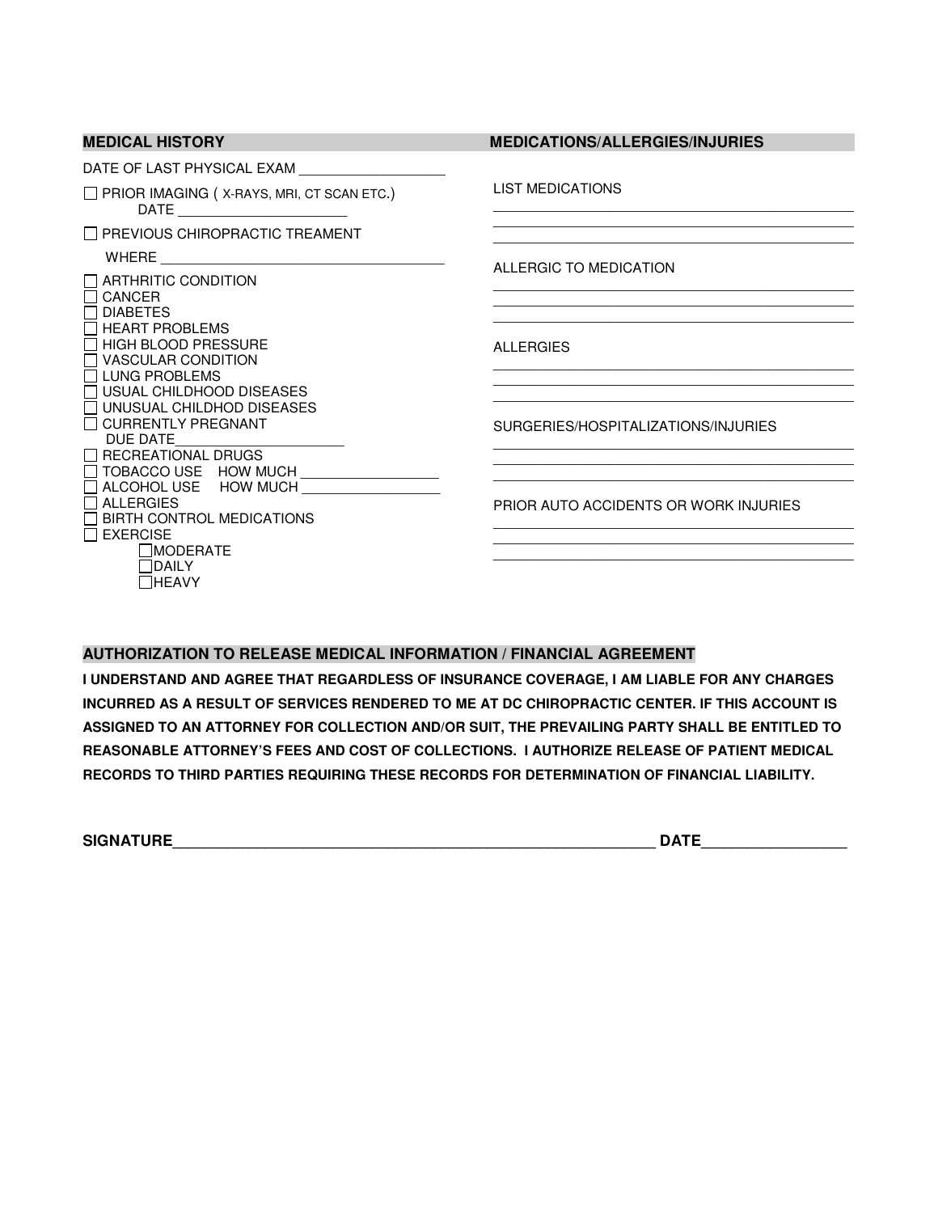## MEDICAL HISTORY

DATE OF LAST PHYSICAL EXAM ___________________

☐ PRIOR IMAGING ( X-RAYS, MRI, CT SCAN ETC.)
DATE ______________________

☐ PREVIOUS CHIROPRACTIC TREAMENT
WHERE _____________________________________

☐ ARTHRITIC CONDITION
☐ CANCER
☐ DIABETES
☐ HEART PROBLEMS
☐ HIGH BLOOD PRESSURE
☐ VASCULAR CONDITION
☐ LUNG PROBLEMS
☐ USUAL CHILDHOOD DISEASES
☐ UNUSUAL CHILDHOD DISEASES
☐ CURRENTLY PREGNANT
DUE DATE______________________
☐ RECREATIONAL DRUGS
☐ TOBACCO USE HOW MUCH __________________
☐ ALCOHOL USE HOW MUCH __________________
☐ ALLERGIES
☐ BIRTH CONTROL MEDICATIONS
☐ EXERCISE
☐ MODERATE
☐ DAILY
☐ HEAVY

## MEDICATIONS/ALLERGIES/INJURIES

LIST MEDICATIONS
_______________________________________________
_______________________________________________
_______________________________________________

ALLERGIC TO MEDICATION
_______________________________________________
_______________________________________________
_______________________________________________

ALLERGIES
_______________________________________________
_______________________________________________
_______________________________________________

SURGERIES/HOSPITALIZATIONS/INJURIES
_______________________________________________
_______________________________________________
_______________________________________________

PRIOR AUTO ACCIDENTS OR WORK INJURIES
_______________________________________________
_______________________________________________
_______________________________________________

## AUTHORIZATION TO RELEASE MEDICAL INFORMATION / FINANCIAL AGREEMENT

**I UNDERSTAND AND AGREE THAT REGARDLESS OF INSURANCE COVERAGE, I AM LIABLE FOR ANY CHARGES INCURRED AS A RESULT OF SERVICES RENDERED TO ME AT DC CHIROPRACTIC CENTER. IF THIS ACCOUNT IS ASSIGNED TO AN ATTORNEY FOR COLLECTION AND/OR SUIT, THE PREVAILING PARTY SHALL BE ENTITLED TO REASONABLE ATTORNEY'S FEES AND COST OF COLLECTIONS. I AUTHORIZE RELEASE OF PATIENT MEDICAL RECORDS TO THIRD PARTIES REQUIRING THESE RECORDS FOR DETERMINATION OF FINANCIAL LIABILITY.**

**SIGNATURE**____________________________________________________________ **DATE**_________________